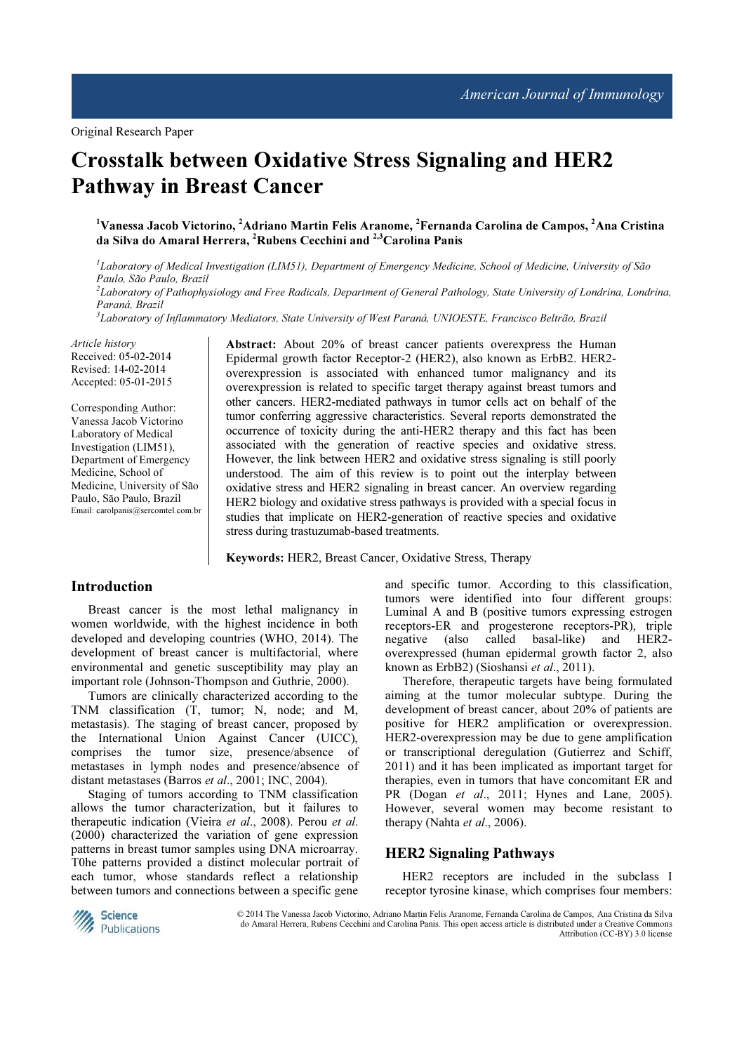Original Research Paper

# Crosstalk between Oxidative Stress Signaling and HER2 Pathway in Breast Cancer

[1]Vanessa Jacob Victorino, [2]Adriano Martin Felis Aranome, [2]Fernanda Carolina de Campos, [2]Ana Cristina da Silva do Amaral Herrera, [2]Rubens Cecchini and [2,3]Carolina Panis

[1]*Laboratory of Medical Investigation (LIM51), Department of Emergency Medicine, School of Medicine, University of São Paulo, São Paulo, Brazil*
[2]*Laboratory of Pathophysiology and Free Radicals, Department of General Pathology, State University of Londrina, Londrina, Paraná, Brazil*
[3]*Laboratory of Inflammatory Mediators, State University of West Paraná, UNIOESTE, Francisco Beltrão, Brazil*

*Article history*
Received: 05-02-2014
Revised: 14-02-2014
Accepted: 05-01-2015

Corresponding Author:
Vanessa Jacob Victorino
Laboratory of Medical Investigation (LIM51), Department of Emergency Medicine, School of Medicine, University of São Paulo, São Paulo, Brazil
Email: carolpanis@sercomtel.com.br

**Abstract:** About 20% of breast cancer patients overexpress the Human Epidermal growth factor Receptor-2 (HER2), also known as ErbB2. HER2-overexpression is associated with enhanced tumor malignancy and its overexpression is related to specific target therapy against breast tumors and other cancers. HER2-mediated pathways in tumor cells act on behalf of the tumor conferring aggressive characteristics. Several reports demonstrated the occurrence of toxicity during the anti-HER2 therapy and this fact has been associated with the generation of reactive species and oxidative stress. However, the link between HER2 and oxidative stress signaling is still poorly understood. The aim of this review is to point out the interplay between oxidative stress and HER2 signaling in breast cancer. An overview regarding HER2 biology and oxidative stress pathways is provided with a special focus in studies that implicate on HER2-generation of reactive species and oxidative stress during trastuzumab-based treatments.

**Keywords:** HER2, Breast Cancer, Oxidative Stress, Therapy

## Introduction

Breast cancer is the most lethal malignancy in women worldwide, with the highest incidence in both developed and developing countries (WHO, 2014). The development of breast cancer is multifactorial, where environmental and genetic susceptibility may play an important role (Johnson-Thompson and Guthrie, 2000).

Tumors are clinically characterized according to the TNM classification (T, tumor; N, node; and M, metastasis). The staging of breast cancer, proposed by the International Union Against Cancer (UICC), comprises the tumor size, presence/absence of metastases in lymph nodes and presence/absence of distant metastases (Barros *et al*., 2001; INC, 2004).

Staging of tumors according to TNM classification allows the tumor characterization, but it failures to therapeutic indication (Vieira *et al*., 2008). Perou *et al*. (2000) characterized the variation of gene expression patterns in breast tumor samples using DNA microarray. T0he patterns provided a distinct molecular portrait of each tumor, whose standards reflect a relationship between tumors and connections between a specific gene and specific tumor. According to this classification, tumors were identified into four different groups: Luminal A and B (positive tumors expressing estrogen receptors-ER and progesterone receptors-PR), triple negative (also called basal-like) and HER2-overexpressed (human epidermal growth factor 2, also known as ErbB2) (Sioshansi *et al*., 2011).

Therefore, therapeutic targets have being formulated aiming at the tumor molecular subtype. During the development of breast cancer, about 20% of patients are positive for HER2 amplification or overexpression. HER2-overexpression may be due to gene amplification or transcriptional deregulation (Gutierrez and Schiff, 2011) and it has been implicated as important target for therapies, even in tumors that have concomitant ER and PR (Dogan *et al*., 2011; Hynes and Lane, 2005). However, several women may become resistant to therapy (Nahta *et al*., 2006).

## HER2 Signaling Pathways

HER2 receptors are included in the subclass I receptor tyrosine kinase, which comprises four members:

© 2014 The Vanessa Jacob Victorino, Adriano Martin Felis Aranome, Fernanda Carolina de Campos, Ana Cristina da Silva do Amaral Herrera, Rubens Cecchini and Carolina Panis. This open access article is distributed under a Creative Commons Attribution (CC-BY) 3.0 license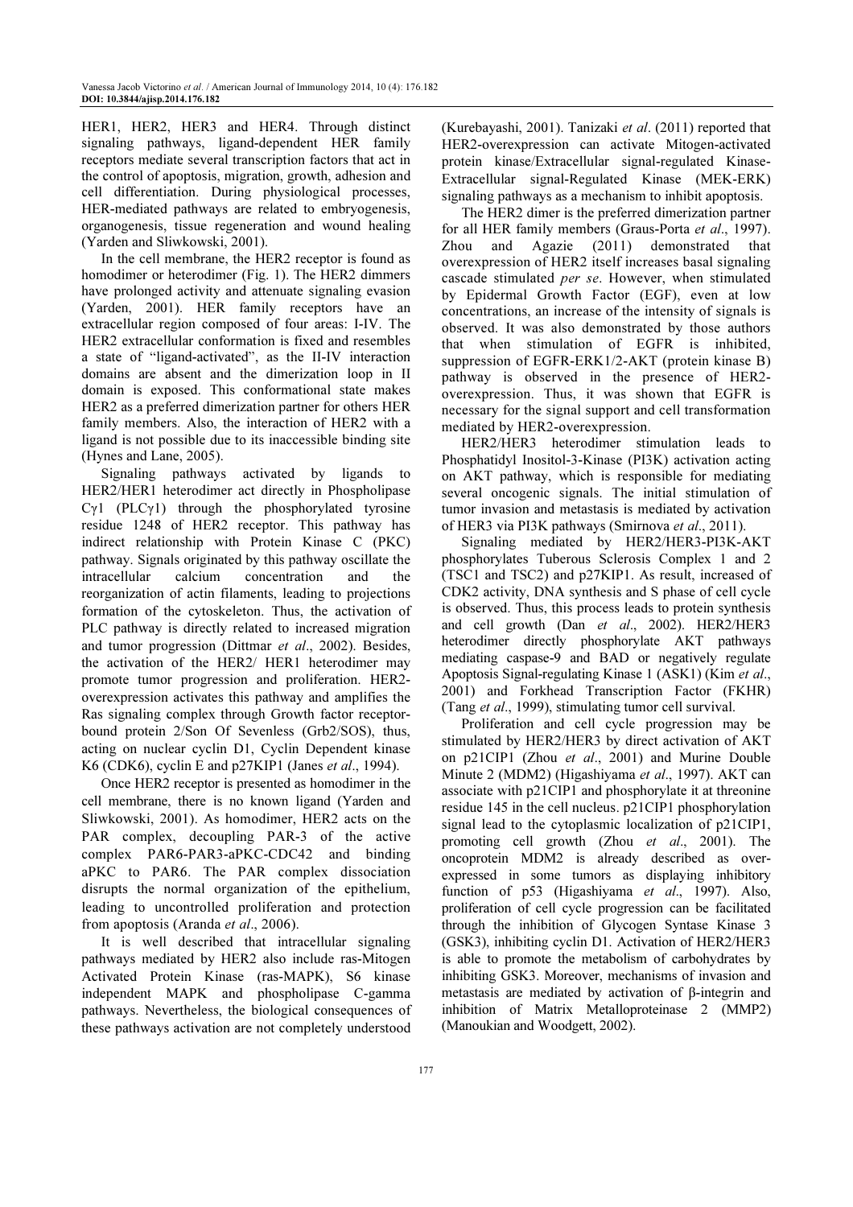HER1, HER2, HER3 and HER4. Through distinct signaling pathways, ligand-dependent HER family receptors mediate several transcription factors that act in the control of apoptosis, migration, growth, adhesion and cell differentiation. During physiological processes, HER-mediated pathways are related to embryogenesis, organogenesis, tissue regeneration and wound healing (Yarden and Sliwkowski, 2001).

In the cell membrane, the HER2 receptor is found as homodimer or heterodimer (Fig. 1). The HER2 dimmers have prolonged activity and attenuate signaling evasion (Yarden, 2001). HER family receptors have an extracellular region composed of four areas: I-IV. The HER2 extracellular conformation is fixed and resembles a state of "ligand-activated", as the II-IV interaction domains are absent and the dimerization loop in II domain is exposed. This conformational state makes HER2 as a preferred dimerization partner for others HER family members. Also, the interaction of HER2 with a ligand is not possible due to its inaccessible binding site (Hynes and Lane, 2005).

Signaling pathways activated by ligands to HER2/HER1 heterodimer act directly in Phospholipase Cγ1 (PLCγ1) through the phosphorylated tyrosine residue 1248 of HER2 receptor. This pathway has indirect relationship with Protein Kinase C (PKC) pathway. Signals originated by this pathway oscillate the intracellular calcium concentration and the reorganization of actin filaments, leading to projections formation of the cytoskeleton. Thus, the activation of PLC pathway is directly related to increased migration and tumor progression (Dittmar *et al*., 2002). Besides, the activation of the HER2/ HER1 heterodimer may promote tumor progression and proliferation. HER2-overexpression activates this pathway and amplifies the Ras signaling complex through Growth factor receptor-bound protein 2/Son Of Sevenless (Grb2/SOS), thus, acting on nuclear cyclin D1, Cyclin Dependent kinase K6 (CDK6), cyclin E and p27KIP1 (Janes *et al*., 1994).

Once HER2 receptor is presented as homodimer in the cell membrane, there is no known ligand (Yarden and Sliwkowski, 2001). As homodimer, HER2 acts on the PAR complex, decoupling PAR-3 of the active complex PAR6-PAR3-aPKC-CDC42 and binding aPKC to PAR6. The PAR complex dissociation disrupts the normal organization of the epithelium, leading to uncontrolled proliferation and protection from apoptosis (Aranda *et al*., 2006).

It is well described that intracellular signaling pathways mediated by HER2 also include ras-Mitogen Activated Protein Kinase (ras-MAPK), S6 kinase independent MAPK and phospholipase C-gamma pathways. Nevertheless, the biological consequences of these pathways activation are not completely understood (Kurebayashi, 2001). Tanizaki *et al*. (2011) reported that HER2-overexpression can activate Mitogen-activated protein kinase/Extracellular signal-regulated Kinase-Extracellular signal-Regulated Kinase (MEK-ERK) signaling pathways as a mechanism to inhibit apoptosis.

The HER2 dimer is the preferred dimerization partner for all HER family members (Graus-Porta *et al*., 1997). Zhou and Agazie (2011) demonstrated that overexpression of HER2 itself increases basal signaling cascade stimulated *per se*. However, when stimulated by Epidermal Growth Factor (EGF), even at low concentrations, an increase of the intensity of signals is observed. It was also demonstrated by those authors that when stimulation of EGFR is inhibited, suppression of EGFR-ERK1/2-AKT (protein kinase B) pathway is observed in the presence of HER2-overexpression. Thus, it was shown that EGFR is necessary for the signal support and cell transformation mediated by HER2-overexpression.

HER2/HER3 heterodimer stimulation leads to Phosphatidyl Inositol-3-Kinase (PI3K) activation acting on AKT pathway, which is responsible for mediating several oncogenic signals. The initial stimulation of tumor invasion and metastasis is mediated by activation of HER3 via PI3K pathways (Smirnova *et al*., 2011).

Signaling mediated by HER2/HER3-PI3K-AKT phosphorylates Tuberous Sclerosis Complex 1 and 2 (TSC1 and TSC2) and p27KIP1. As result, increased of CDK2 activity, DNA synthesis and S phase of cell cycle is observed. Thus, this process leads to protein synthesis and cell growth (Dan *et al*., 2002). HER2/HER3 heterodimer directly phosphorylate AKT pathways mediating caspase-9 and BAD or negatively regulate Apoptosis Signal-regulating Kinase 1 (ASK1) (Kim *et al*., 2001) and Forkhead Transcription Factor (FKHR) (Tang *et al*., 1999), stimulating tumor cell survival.

Proliferation and cell cycle progression may be stimulated by HER2/HER3 by direct activation of AKT on p21CIP1 (Zhou *et al*., 2001) and Murine Double Minute 2 (MDM2) (Higashiyama *et al*., 1997). AKT can associate with p21CIP1 and phosphorylate it at threonine residue 145 in the cell nucleus. p21CIP1 phosphorylation signal lead to the cytoplasmic localization of p21CIP1, promoting cell growth (Zhou *et al*., 2001). The oncoprotein MDM2 is already described as over-expressed in some tumors as displaying inhibitory function of p53 (Higashiyama *et al*., 1997). Also, proliferation of cell cycle progression can be facilitated through the inhibition of Glycogen Syntase Kinase 3 (GSK3), inhibiting cyclin D1. Activation of HER2/HER3 is able to promote the metabolism of carbohydrates by inhibiting GSK3. Moreover, mechanisms of invasion and metastasis are mediated by activation of β-integrin and inhibition of Matrix Metalloproteinase 2 (MMP2) (Manoukian and Woodgett, 2002).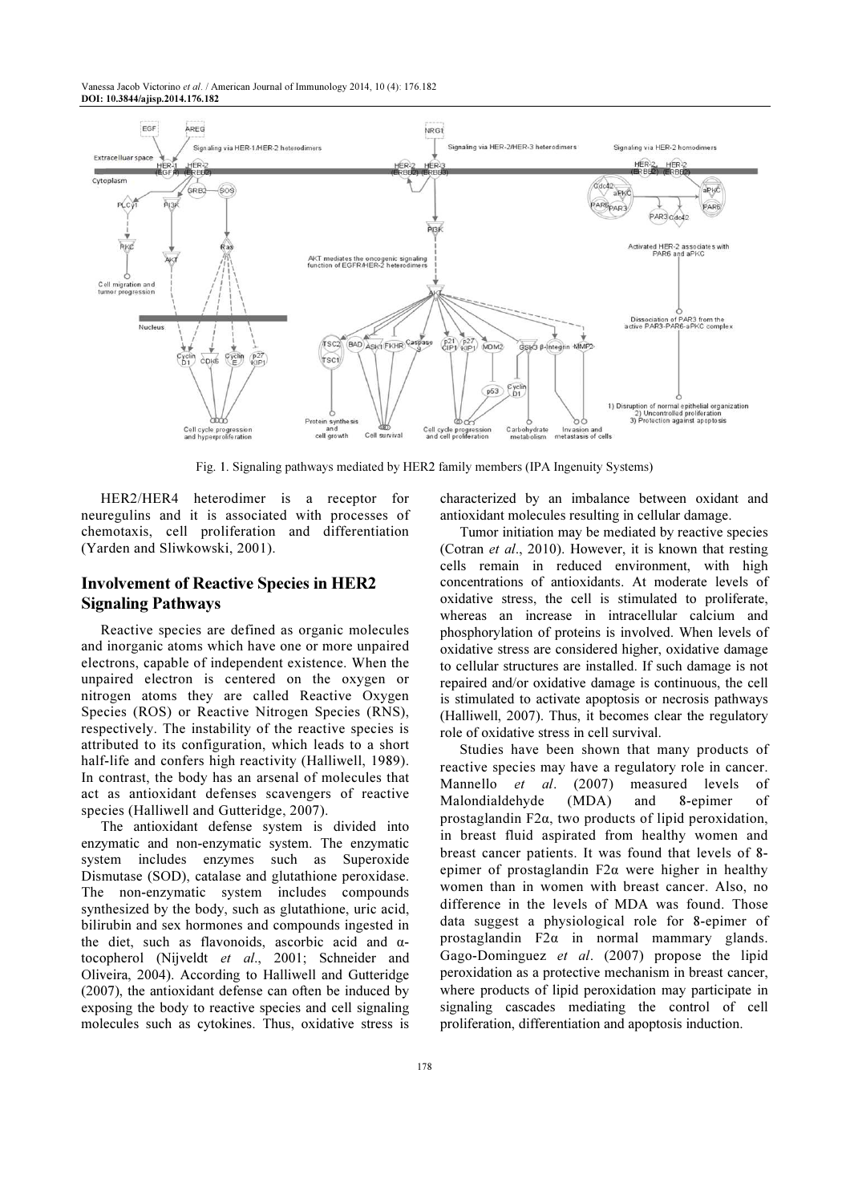Fig. 1. Signaling pathways mediated by HER2 family members (IPA Ingenuity Systems)

HER2/HER4 heterodimer is a receptor for neuregulins and it is associated with processes of chemotaxis, cell proliferation and differentiation (Yarden and Sliwkowski, 2001).

## Involvement of Reactive Species in HER2 Signaling Pathways

Reactive species are defined as organic molecules and inorganic atoms which have one or more unpaired electrons, capable of independent existence. When the unpaired electron is centered on the oxygen or nitrogen atoms they are called Reactive Oxygen Species (ROS) or Reactive Nitrogen Species (RNS), respectively. The instability of the reactive species is attributed to its configuration, which leads to a short half-life and confers high reactivity (Halliwell, 1989). In contrast, the body has an arsenal of molecules that act as antioxidant defenses scavengers of reactive species (Halliwell and Gutteridge, 2007).

The antioxidant defense system is divided into enzymatic and non-enzymatic system. The enzymatic system includes enzymes such as Superoxide Dismutase (SOD), catalase and glutathione peroxidase. The non-enzymatic system includes compounds synthesized by the body, such as glutathione, uric acid, bilirubin and sex hormones and compounds ingested in the diet, such as flavonoids, ascorbic acid and α-tocopherol (Nijveldt *et al*., 2001; Schneider and Oliveira, 2004). According to Halliwell and Gutteridge (2007), the antioxidant defense can often be induced by exposing the body to reactive species and cell signaling molecules such as cytokines. Thus, oxidative stress is characterized by an imbalance between oxidant and antioxidant molecules resulting in cellular damage.

Tumor initiation may be mediated by reactive species (Cotran *et al*., 2010). However, it is known that resting cells remain in reduced environment, with high concentrations of antioxidants. At moderate levels of oxidative stress, the cell is stimulated to proliferate, whereas an increase in intracellular calcium and phosphorylation of proteins is involved. When levels of oxidative stress are considered higher, oxidative damage to cellular structures are installed. If such damage is not repaired and/or oxidative damage is continuous, the cell is stimulated to activate apoptosis or necrosis pathways (Halliwell, 2007). Thus, it becomes clear the regulatory role of oxidative stress in cell survival.

Studies have been shown that many products of reactive species may have a regulatory role in cancer. Mannello *et al*. (2007) measured levels of Malondialdehyde (MDA) and 8-epimer of prostaglandin F2α, two products of lipid peroxidation, in breast fluid aspirated from healthy women and breast cancer patients. It was found that levels of 8-epimer of prostaglandin F2α were higher in healthy women than in women with breast cancer. Also, no difference in the levels of MDA was found. Those data suggest a physiological role for 8-epimer of prostaglandin F2α in normal mammary glands. Gago-Dominguez *et al*. (2007) propose the lipid peroxidation as a protective mechanism in breast cancer, where products of lipid peroxidation may participate in signaling cascades mediating the control of cell proliferation, differentiation and apoptosis induction.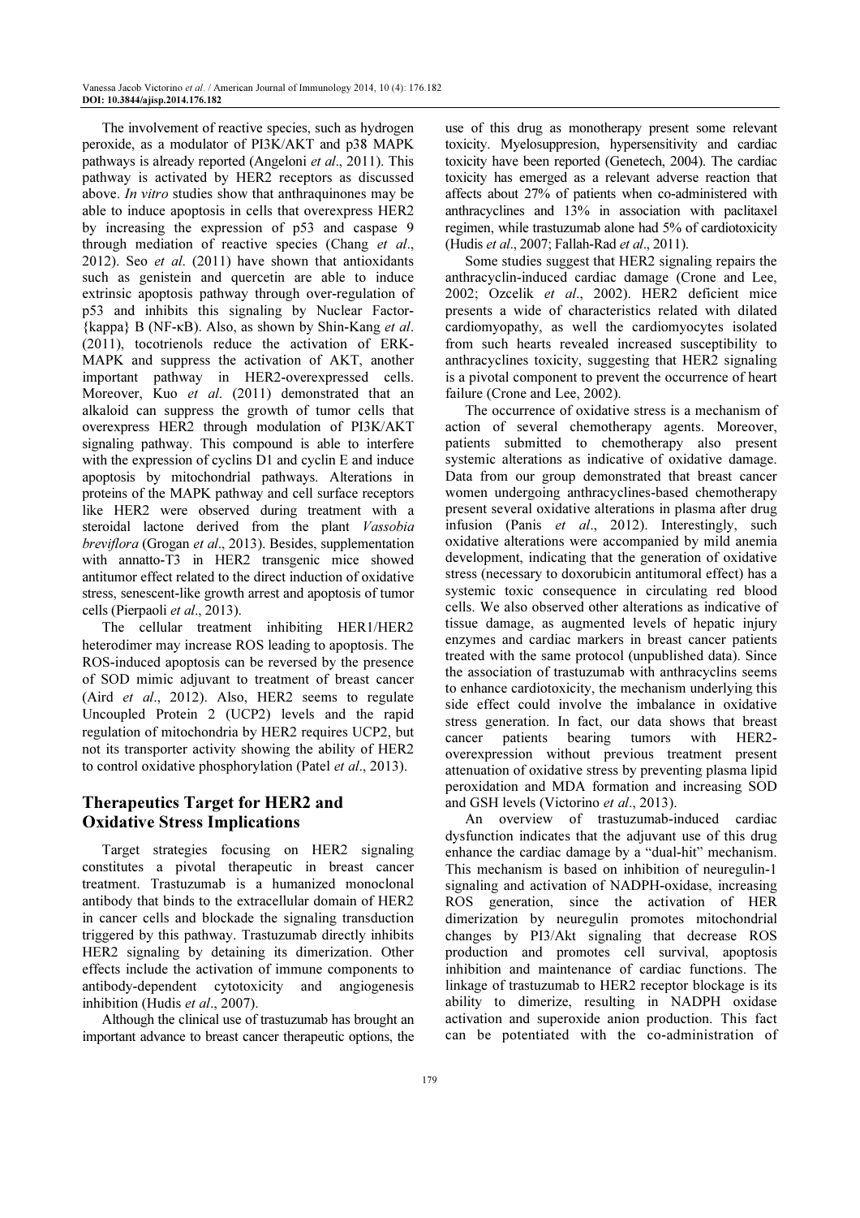The involvement of reactive species, such as hydrogen peroxide, as a modulator of PI3K/AKT and p38 MAPK pathways is already reported (Angeloni *et al*., 2011). This pathway is activated by HER2 receptors as discussed above. *In vitro* studies show that anthraquinones may be able to induce apoptosis in cells that overexpress HER2 by increasing the expression of p53 and caspase 9 through mediation of reactive species (Chang *et al*., 2012). Seo *et al*. (2011) have shown that antioxidants such as genistein and quercetin are able to induce extrinsic apoptosis pathway through over-regulation of p53 and inhibits this signaling by Nuclear Factor-{kappa} B (NF-κB). Also, as shown by Shin-Kang *et al*. (2011), tocotrienols reduce the activation of ERK-MAPK and suppress the activation of AKT, another important pathway in HER2-overexpressed cells. Moreover, Kuo *et al*. (2011) demonstrated that an alkaloid can suppress the growth of tumor cells that overexpress HER2 through modulation of PI3K/AKT signaling pathway. This compound is able to interfere with the expression of cyclins D1 and cyclin E and induce apoptosis by mitochondrial pathways. Alterations in proteins of the MAPK pathway and cell surface receptors like HER2 were observed during treatment with a steroidal lactone derived from the plant *Vassobia breviflora* (Grogan *et al*., 2013). Besides, supplementation with annatto-T3 in HER2 transgenic mice showed antitumor effect related to the direct induction of oxidative stress, senescent-like growth arrest and apoptosis of tumor cells (Pierpaoli *et al*., 2013).

The cellular treatment inhibiting HER1/HER2 heterodimer may increase ROS leading to apoptosis. The ROS-induced apoptosis can be reversed by the presence of SOD mimic adjuvant to treatment of breast cancer (Aird *et al*., 2012). Also, HER2 seems to regulate Uncoupled Protein 2 (UCP2) levels and the rapid regulation of mitochondria by HER2 requires UCP2, but not its transporter activity showing the ability of HER2 to control oxidative phosphorylation (Patel *et al*., 2013).

## Therapeutics Target for HER2 and Oxidative Stress Implications

Target strategies focusing on HER2 signaling constitutes a pivotal therapeutic in breast cancer treatment. Trastuzumab is a humanized monoclonal antibody that binds to the extracellular domain of HER2 in cancer cells and blockade the signaling transduction triggered by this pathway. Trastuzumab directly inhibits HER2 signaling by detaining its dimerization. Other effects include the activation of immune components to antibody-dependent cytotoxicity and angiogenesis inhibition (Hudis *et al*., 2007).

Although the clinical use of trastuzumab has brought an important advance to breast cancer therapeutic options, the use of this drug as monotherapy present some relevant toxicity. Myelosuppresion, hypersensitivity and cardiac toxicity have been reported (Genetech, 2004). The cardiac toxicity has emerged as a relevant adverse reaction that affects about 27% of patients when co-administered with anthracyclines and 13% in association with paclitaxel regimen, while trastuzumab alone had 5% of cardiotoxicity (Hudis *et al*., 2007; Fallah-Rad *et al*., 2011).

Some studies suggest that HER2 signaling repairs the anthracyclin-induced cardiac damage (Crone and Lee, 2002; Ozcelik *et al*., 2002). HER2 deficient mice presents a wide of characteristics related with dilated cardiomyopathy, as well the cardiomyocytes isolated from such hearts revealed increased susceptibility to anthracyclines toxicity, suggesting that HER2 signaling is a pivotal component to prevent the occurrence of heart failure (Crone and Lee, 2002).

The occurrence of oxidative stress is a mechanism of action of several chemotherapy agents. Moreover, patients submitted to chemotherapy also present systemic alterations as indicative of oxidative damage. Data from our group demonstrated that breast cancer women undergoing anthracyclines-based chemotherapy present several oxidative alterations in plasma after drug infusion (Panis *et al*., 2012). Interestingly, such oxidative alterations were accompanied by mild anemia development, indicating that the generation of oxidative stress (necessary to doxorubicin antitumoral effect) has a systemic toxic consequence in circulating red blood cells. We also observed other alterations as indicative of tissue damage, as augmented levels of hepatic injury enzymes and cardiac markers in breast cancer patients treated with the same protocol (unpublished data). Since the association of trastuzumab with anthracyclins seems to enhance cardiotoxicity, the mechanism underlying this side effect could involve the imbalance in oxidative stress generation. In fact, our data shows that breast cancer patients bearing tumors with HER2-overexpression without previous treatment present attenuation of oxidative stress by preventing plasma lipid peroxidation and MDA formation and increasing SOD and GSH levels (Victorino *et al*., 2013).

An overview of trastuzumab-induced cardiac dysfunction indicates that the adjuvant use of this drug enhance the cardiac damage by a "dual-hit" mechanism. This mechanism is based on inhibition of neuregulin-1 signaling and activation of NADPH-oxidase, increasing ROS generation, since the activation of HER dimerization by neuregulin promotes mitochondrial changes by PI3/Akt signaling that decrease ROS production and promotes cell survival, apoptosis inhibition and maintenance of cardiac functions. The linkage of trastuzumab to HER2 receptor blockage is its ability to dimerize, resulting in NADPH oxidase activation and superoxide anion production. This fact can be potentiated with the co-administration of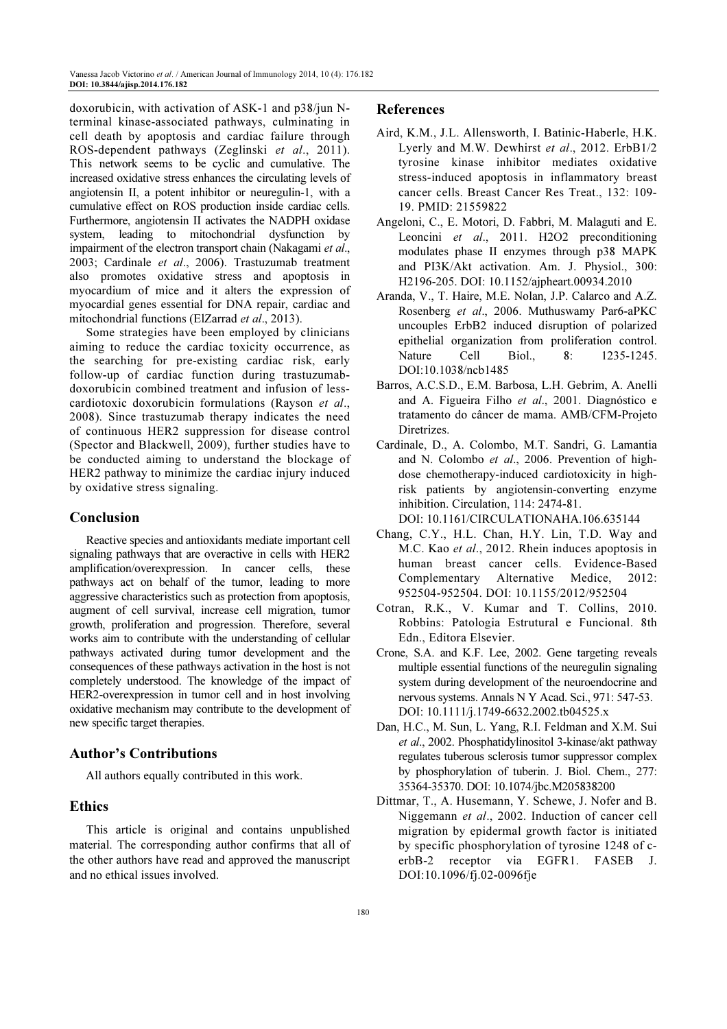doxorubicin, with activation of ASK-1 and p38/jun N-terminal kinase-associated pathways, culminating in cell death by apoptosis and cardiac failure through ROS-dependent pathways (Zeglinski *et al*., 2011). This network seems to be cyclic and cumulative. The increased oxidative stress enhances the circulating levels of angiotensin II, a potent inhibitor or neuregulin-1, with a cumulative effect on ROS production inside cardiac cells. Furthermore, angiotensin II activates the NADPH oxidase system, leading to mitochondrial dysfunction by impairment of the electron transport chain (Nakagami *et al*., 2003; Cardinale *et al*., 2006). Trastuzumab treatment also promotes oxidative stress and apoptosis in myocardium of mice and it alters the expression of myocardial genes essential for DNA repair, cardiac and mitochondrial functions (ElZarrad *et al*., 2013).

Some strategies have been employed by clinicians aiming to reduce the cardiac toxicity occurrence, as the searching for pre-existing cardiac risk, early follow-up of cardiac function during trastuzumab-doxorubicin combined treatment and infusion of less-cardiotoxic doxorubicin formulations (Rayson *et al*., 2008). Since trastuzumab therapy indicates the need of continuous HER2 suppression for disease control (Spector and Blackwell, 2009), further studies have to be conducted aiming to understand the blockage of HER2 pathway to minimize the cardiac injury induced by oxidative stress signaling.

## Conclusion

Reactive species and antioxidants mediate important cell signaling pathways that are overactive in cells with HER2 amplification/overexpression. In cancer cells, these pathways act on behalf of the tumor, leading to more aggressive characteristics such as protection from apoptosis, augment of cell survival, increase cell migration, tumor growth, proliferation and progression. Therefore, several works aim to contribute with the understanding of cellular pathways activated during tumor development and the consequences of these pathways activation in the host is not completely understood. The knowledge of the impact of HER2-overexpression in tumor cell and in host involving oxidative mechanism may contribute to the development of new specific target therapies.

## Author's Contributions

All authors equally contributed in this work.

## Ethics

This article is original and contains unpublished material. The corresponding author confirms that all of the other authors have read and approved the manuscript and no ethical issues involved.

## References

Aird, K.M., J.L. Allensworth, I. Batinic-Haberle, H.K. Lyerly and M.W. Dewhirst *et al*., 2012. ErbB1/2 tyrosine kinase inhibitor mediates oxidative stress-induced apoptosis in inflammatory breast cancer cells. Breast Cancer Res Treat., 132: 109-19. PMID: 21559822

Angeloni, C., E. Motori, D. Fabbri, M. Malaguti and E. Leoncini *et al*., 2011. H2O2 preconditioning modulates phase II enzymes through p38 MAPK and PI3K/Akt activation. Am. J. Physiol., 300: H2196-205. DOI: 10.1152/ajpheart.00934.2010

Aranda, V., T. Haire, M.E. Nolan, J.P. Calarco and A.Z. Rosenberg *et al*., 2006. Muthuswamy Par6-aPKC uncouples ErbB2 induced disruption of polarized epithelial organization from proliferation control. Nature Cell Biol., 8: 1235-1245. DOI:10.1038/ncb1485

Barros, A.C.S.D., E.M. Barbosa, L.H. Gebrim, A. Anelli and A. Figueira Filho *et al*., 2001. Diagnóstico e tratamento do câncer de mama. AMB/CFM-Projeto Diretrizes.

Cardinale, D., A. Colombo, M.T. Sandri, G. Lamantia and N. Colombo *et al*., 2006. Prevention of high-dose chemotherapy-induced cardiotoxicity in high-risk patients by angiotensin-converting enzyme inhibition. Circulation, 114: 2474-81. DOI: 10.1161/CIRCULATIONAHA.106.635144

Chang, C.Y., H.L. Chan, H.Y. Lin, T.D. Way and M.C. Kao *et al*., 2012. Rhein induces apoptosis in human breast cancer cells. Evidence-Based Complementary Alternative Medice, 2012: 952504-952504. DOI: 10.1155/2012/952504

Cotran, R.K., V. Kumar and T. Collins, 2010. Robbins: Patologia Estrutural e Funcional. 8th Edn., Editora Elsevier.

Crone, S.A. and K.F. Lee, 2002. Gene targeting reveals multiple essential functions of the neuregulin signaling system during development of the neuroendocrine and nervous systems. Annals N Y Acad. Sci., 971: 547-53. DOI: 10.1111/j.1749-6632.2002.tb04525.x

Dan, H.C., M. Sun, L. Yang, R.I. Feldman and X.M. Sui *et al*., 2002. Phosphatidylinositol 3-kinase/akt pathway regulates tuberous sclerosis tumor suppressor complex by phosphorylation of tuberin. J. Biol. Chem., 277: 35364-35370. DOI: 10.1074/jbc.M205838200

Dittmar, T., A. Husemann, Y. Schewe, J. Nofer and B. Niggemann *et al*., 2002. Induction of cancer cell migration by epidermal growth factor is initiated by specific phosphorylation of tyrosine 1248 of c-erbB-2 receptor via EGFR1. FASEB J. DOI:10.1096/fj.02-0096fje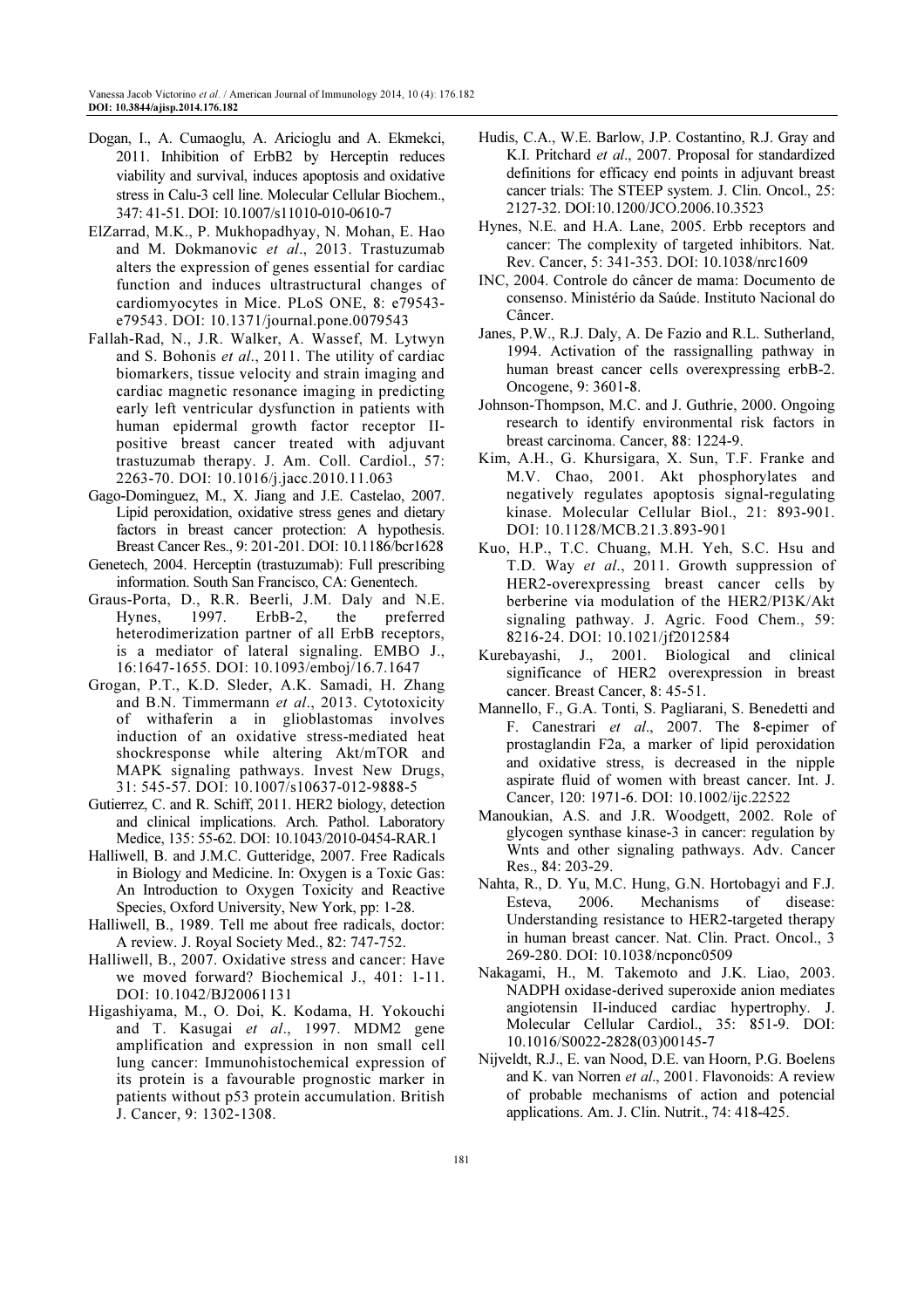Dogan, I., A. Cumaoglu, A. Aricioglu and A. Ekmekci, 2011. Inhibition of ErbB2 by Herceptin reduces viability and survival, induces apoptosis and oxidative stress in Calu-3 cell line. Molecular Cellular Biochem., 347: 41-51. DOI: 10.1007/s11010-010-0610-7

ElZarrad, M.K., P. Mukhopadhyay, N. Mohan, E. Hao and M. Dokmanovic *et al*., 2013. Trastuzumab alters the expression of genes essential for cardiac function and induces ultrastructural changes of cardiomyocytes in Mice. PLoS ONE, 8: e79543-e79543. DOI: 10.1371/journal.pone.0079543

Fallah-Rad, N., J.R. Walker, A. Wassef, M. Lytwyn and S. Bohonis *et al*., 2011. The utility of cardiac biomarkers, tissue velocity and strain imaging and cardiac magnetic resonance imaging in predicting early left ventricular dysfunction in patients with human epidermal growth factor receptor II-positive breast cancer treated with adjuvant trastuzumab therapy. J. Am. Coll. Cardiol., 57: 2263-70. DOI: 10.1016/j.jacc.2010.11.063

Gago-Dominguez, M., X. Jiang and J.E. Castelao, 2007. Lipid peroxidation, oxidative stress genes and dietary factors in breast cancer protection: A hypothesis. Breast Cancer Res., 9: 201-201. DOI: 10.1186/bcr1628

Genetech, 2004. Herceptin (trastuzumab): Full prescribing information. South San Francisco, CA: Genentech.

Graus-Porta, D., R.R. Beerli, J.M. Daly and N.E. Hynes, 1997. ErbB-2, the preferred heterodimerization partner of all ErbB receptors, is a mediator of lateral signaling. EMBO J., 16:1647-1655. DOI: 10.1093/emboj/16.7.1647

Grogan, P.T., K.D. Sleder, A.K. Samadi, H. Zhang and B.N. Timmermann *et al*., 2013. Cytotoxicity of withaferin a in glioblastomas involves induction of an oxidative stress-mediated heat shockresponse while altering Akt/mTOR and MAPK signaling pathways. Invest New Drugs, 31: 545-57. DOI: 10.1007/s10637-012-9888-5

Gutierrez, C. and R. Schiff, 2011. HER2 biology, detection and clinical implications. Arch. Pathol. Laboratory Medice, 135: 55-62. DOI: 10.1043/2010-0454-RAR.1

Halliwell, B. and J.M.C. Gutteridge, 2007. Free Radicals in Biology and Medicine. In: Oxygen is a Toxic Gas: An Introduction to Oxygen Toxicity and Reactive Species, Oxford University, New York, pp: 1-28.

Halliwell, B., 1989. Tell me about free radicals, doctor: A review. J. Royal Society Med., 82: 747-752.

Halliwell, B., 2007. Oxidative stress and cancer: Have we moved forward? Biochemical J., 401: 1-11. DOI: 10.1042/BJ20061131

Higashiyama, M., O. Doi, K. Kodama, H. Yokouchi and T. Kasugai *et al*., 1997. MDM2 gene amplification and expression in non small cell lung cancer: Immunohistochemical expression of its protein is a favourable prognostic marker in patients without p53 protein accumulation. British J. Cancer, 9: 1302-1308.

Hudis, C.A., W.E. Barlow, J.P. Costantino, R.J. Gray and K.I. Pritchard *et al*., 2007. Proposal for standardized definitions for efficacy end points in adjuvant breast cancer trials: The STEEP system. J. Clin. Oncol., 25: 2127-32. DOI:10.1200/JCO.2006.10.3523

Hynes, N.E. and H.A. Lane, 2005. Erbb receptors and cancer: The complexity of targeted inhibitors. Nat. Rev. Cancer, 5: 341-353. DOI: 10.1038/nrc1609

INC, 2004. Controle do câncer de mama: Documento de consenso. Ministério da Saúde. Instituto Nacional do Câncer.

Janes, P.W., R.J. Daly, A. De Fazio and R.L. Sutherland, 1994. Activation of the rassignalling pathway in human breast cancer cells overexpressing erbB-2. Oncogene, 9: 3601-8.

Johnson-Thompson, M.C. and J. Guthrie, 2000. Ongoing research to identify environmental risk factors in breast carcinoma. Cancer, 88: 1224-9.

Kim, A.H., G. Khursigara, X. Sun, T.F. Franke and M.V. Chao, 2001. Akt phosphorylates and negatively regulates apoptosis signal-regulating kinase. Molecular Cellular Biol., 21: 893-901. DOI: 10.1128/MCB.21.3.893-901

Kuo, H.P., T.C. Chuang, M.H. Yeh, S.C. Hsu and T.D. Way *et al*., 2011. Growth suppression of HER2-overexpressing breast cancer cells by berberine via modulation of the HER2/PI3K/Akt signaling pathway. J. Agric. Food Chem., 59: 8216-24. DOI: 10.1021/jf2012584

Kurebayashi, J., 2001. Biological and clinical significance of HER2 overexpression in breast cancer. Breast Cancer, 8: 45-51.

Mannello, F., G.A. Tonti, S. Pagliarani, S. Benedetti and F. Canestrari *et al*., 2007. The 8-epimer of prostaglandin F2a, a marker of lipid peroxidation and oxidative stress, is decreased in the nipple aspirate fluid of women with breast cancer. Int. J. Cancer, 120: 1971-6. DOI: 10.1002/ijc.22522

Manoukian, A.S. and J.R. Woodgett, 2002. Role of glycogen synthase kinase-3 in cancer: regulation by Wnts and other signaling pathways. Adv. Cancer Res., 84: 203-29.

Nahta, R., D. Yu, M.C. Hung, G.N. Hortobagyi and F.J. Esteva, 2006. Mechanisms of disease: Understanding resistance to HER2-targeted therapy in human breast cancer. Nat. Clin. Pract. Oncol., 3 269-280. DOI: 10.1038/ncponc0509

Nakagami, H., M. Takemoto and J.K. Liao, 2003. NADPH oxidase-derived superoxide anion mediates angiotensin II-induced cardiac hypertrophy. J. Molecular Cellular Cardiol., 35: 851-9. DOI: 10.1016/S0022-2828(03)00145-7

Nijveldt, R.J., E. van Nood, D.E. van Hoorn, P.G. Boelens and K. van Norren *et al*., 2001. Flavonoids: A review of probable mechanisms of action and potencial applications. Am. J. Clin. Nutrit., 74: 418-425.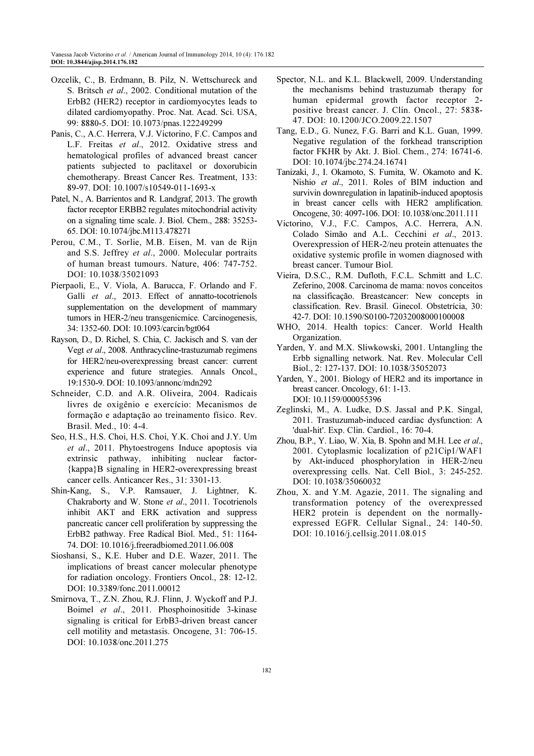Ozcelik, C., B. Erdmann, B. Pilz, N. Wettschureck and S. Britsch *et al*., 2002. Conditional mutation of the ErbB2 (HER2) receptor in cardiomyocytes leads to dilated cardiomyopathy. Proc. Nat. Acad. Sci. USA, 99: 8880-5. DOI: 10.1073/pnas.122249299

Panis, C., A.C. Herrera, V.J. Victorino, F.C. Campos and L.F. Freitas *et al*., 2012. Oxidative stress and hematological profiles of advanced breast cancer patients subjected to paclitaxel or doxorubicin chemotherapy. Breast Cancer Res. Treatment, 133: 89-97. DOI: 10.1007/s10549-011-1693-x

Patel, N., A. Barrientos and R. Landgraf, 2013. The growth factor receptor ERBB2 regulates mitochondrial activity on a signaling time scale. J. Biol. Chem., 288: 35253-65. DOI: 10.1074/jbc.M113.478271

Perou, C.M., T. Sorlie, M.B. Eisen, M. van de Rijn and S.S. Jeffrey *et al*., 2000. Molecular portraits of human breast tumours. Nature, 406: 747-752. DOI: 10.1038/35021093

Pierpaoli, E., V. Viola, A. Barucca, F. Orlando and F. Galli *et al*., 2013. Effect of annatto-tocotrienols supplementation on the development of mammary tumors in HER-2/neu transgenicmice. Carcinogenesis, 34: 1352-60. DOI: 10.1093/carcin/bgt064

Rayson, D., D. Richel, S. Chia, C. Jackisch and S. van der Vegt *et al*., 2008. Anthracycline-trastuzumab regimens for HER2/neu-overexpressing breast cancer: current experience and future strategies. Annals Oncol., 19:1530-9. DOI: 10.1093/annonc/mdn292

Schneider, C.D. and A.R. Oliveira, 2004. Radicais livres de oxigênio e exercício: Mecanismos de formação e adaptação ao treinamento físico. Rev. Brasil. Med., 10: 4-4.

Seo, H.S., H.S. Choi, H.S. Choi, Y.K. Choi and J.Y. Um *et al*., 2011. Phytoestrogens Induce apoptosis via extrinsic pathway, inhibiting nuclear factor-{kappa}B signaling in HER2-overexpressing breast cancer cells. Anticancer Res., 31: 3301-13.

Shin-Kang, S., V.P. Ramsauer, J. Lightner, K. Chakraborty and W. Stone *et al*., 2011. Tocotrienols inhibit AKT and ERK activation and suppress pancreatic cancer cell proliferation by suppressing the ErbB2 pathway. Free Radical Biol. Med., 51: 1164-74. DOI: 10.1016/j.freeradbiomed.2011.06.008

Sioshansi, S., K.E. Huber and D.E. Wazer, 2011. The implications of breast cancer molecular phenotype for radiation oncology. Frontiers Oncol., 28: 12-12. DOI: 10.3389/fonc.2011.00012

Smirnova, T., Z.N. Zhou, R.J. Flinn, J. Wyckoff and P.J. Boimel *et al*., 2011. Phosphoinositide 3-kinase signaling is critical for ErbB3-driven breast cancer cell motility and metastasis. Oncogene, 31: 706-15. DOI: 10.1038/onc.2011.275

Spector, N.L. and K.L. Blackwell, 2009. Understanding the mechanisms behind trastuzumab therapy for human epidermal growth factor receptor 2-positive breast cancer. J. Clin. Oncol., 27: 5838-47. DOI: 10.1200/JCO.2009.22.1507

Tang, E.D., G. Nunez, F.G. Barri and K.L. Guan, 1999. Negative regulation of the forkhead transcription factor FKHR by Akt. J. Biol. Chem., 274: 16741-6. DOI: 10.1074/jbc.274.24.16741

Tanizaki, J., I. Okamoto, S. Fumita, W. Okamoto and K. Nishio *et al*., 2011. Roles of BIM induction and survivin downregulation in lapatinib-induced apoptosis in breast cancer cells with HER2 amplification. Oncogene, 30: 4097-106. DOI: 10.1038/onc.2011.111

Victorino, V.J., F.C. Campos, A.C. Herrera, A.N. Colado Simão and A.L. Cecchini *et al*., 2013. Overexpression of HER-2/neu protein attenuates the oxidative systemic profile in women diagnosed with breast cancer. Tumour Biol.

Vieira, D.S.C., R.M. Dufloth, F.C.L. Schmitt and L.C. Zeferino, 2008. Carcinoma de mama: novos conceitos na classificação. Breastcancer: New concepts in classification. Rev. Brasil. Ginecol. Obstetrícia, 30: 42-7. DOI: 10.1590/S0100-72032008000100008

WHO, 2014. Health topics: Cancer. World Health Organization.

Yarden, Y. and M.X. Sliwkowski, 2001. Untangling the Erbb signalling network. Nat. Rev. Molecular Cell Biol., 2: 127-137. DOI: 10.1038/35052073

Yarden, Y., 2001. Biology of HER2 and its importance in breast cancer. Oncology, 61: 1-13. DOI: 10.1159/000055396

Zeglinski, M., A. Ludke, D.S. Jassal and P.K. Singal, 2011. Trastuzumab-induced cardiac dysfunction: A 'dual-hit'. Exp. Clin. Cardiol., 16: 70-4.

Zhou, B.P., Y. Liao, W. Xia, B. Spohn and M.H. Lee *et al*., 2001. Cytoplasmic localization of p21Cip1/WAF1 by Akt-induced phosphorylation in HER-2/neu overexpressing cells. Nat. Cell Biol., 3: 245-252. DOI: 10.1038/35060032

Zhou, X. and Y.M. Agazie, 2011. The signaling and transformation potency of the overexpressed HER2 protein is dependent on the normally-expressed EGFR. Cellular Signal., 24: 140-50. DOI: 10.1016/j.cellsig.2011.08.015